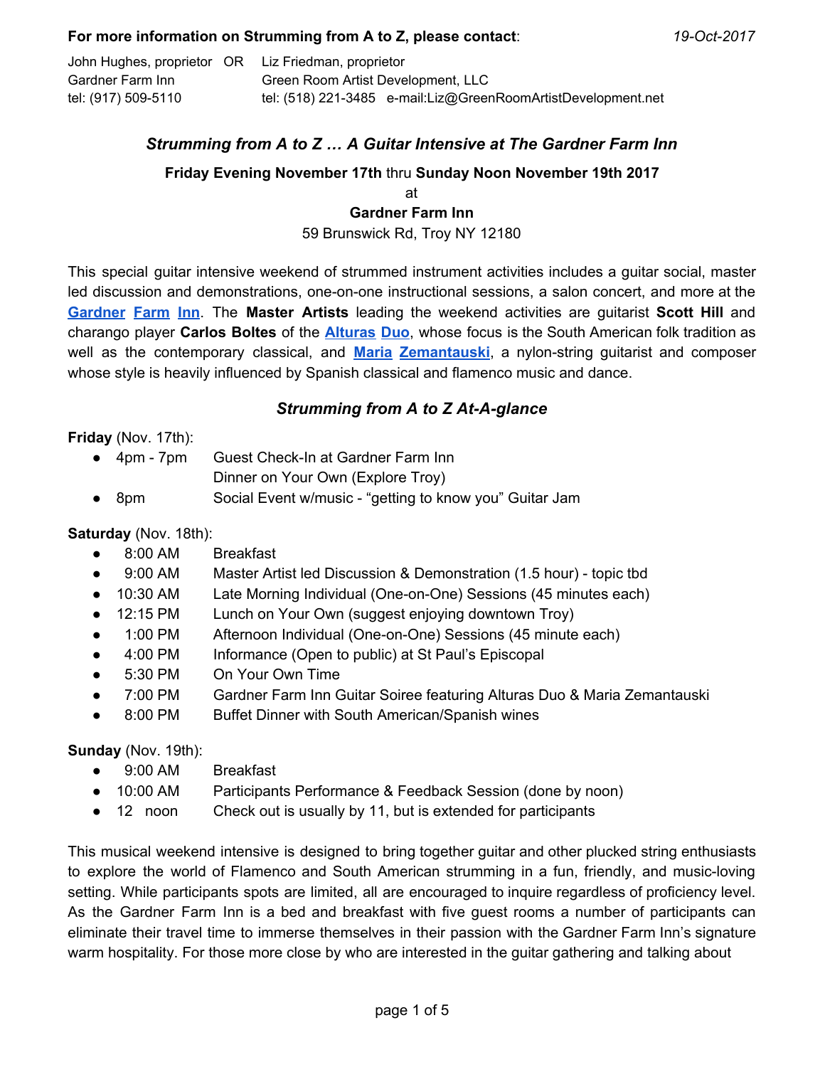**For more information on Strumming from A to Z, please contact**: *19-Oct-2017*

John Hughes, proprietor OR Liz Friedman, proprietor
Gardner Farm Inn Green Room Artist Development, LLC
tel: (917) 509-5110 tel: (518) 221-3485 e-mail:Liz@GreenRoomArtistDevelopment.net

## *Strumming from A to Z … A Guitar Intensive at The Gardner Farm Inn*

**Friday Evening November 17th** thru **Sunday Noon November 19th 2017**

at

**Gardner Farm Inn**

59 Brunswick Rd, Troy NY 12180

This special guitar intensive weekend of strummed instrument activities includes a guitar social, master led discussion and demonstrations, one-on-one instructional sessions, a salon concert, and more at the Gardner Farm Inn. The **Master Artists** leading the weekend activities are guitarist **Scott Hill** and charango player **Carlos Boltes** of the Alturas Duo, whose focus is the South American folk tradition as well as the contemporary classical, and Maria Zemantauski, a nylon-string guitarist and composer whose style is heavily influenced by Spanish classical and flamenco music and dance.

## *Strumming from A to Z At-A-glance*

**Friday** (Nov. 17th):

- 4pm - 7pm Guest Check-In at Gardner Farm Inn
  Dinner on Your Own (Explore Troy)
- 8pm Social Event w/music - "getting to know you" Guitar Jam

**Saturday** (Nov. 18th):

- 8:00 AM Breakfast
- 9:00 AM Master Artist led Discussion & Demonstration (1.5 hour) - topic tbd
- 10:30 AM Late Morning Individual (One-on-One) Sessions (45 minutes each)
- 12:15 PM Lunch on Your Own (suggest enjoying downtown Troy)
- 1:00 PM Afternoon Individual (One-on-One) Sessions (45 minute each)
- 4:00 PM Informance (Open to public) at St Paul's Episcopal
- 5:30 PM On Your Own Time
- 7:00 PM Gardner Farm Inn Guitar Soiree featuring Alturas Duo & Maria Zemantauski
- 8:00 PM Buffet Dinner with South American/Spanish wines

**Sunday** (Nov. 19th):

- 9:00 AM Breakfast
- 10:00 AM Participants Performance & Feedback Session (done by noon)
- 12 noon Check out is usually by 11, but is extended for participants

This musical weekend intensive is designed to bring together guitar and other plucked string enthusiasts to explore the world of Flamenco and South American strumming in a fun, friendly, and music-loving setting. While participants spots are limited, all are encouraged to inquire regardless of proficiency level. As the Gardner Farm Inn is a bed and breakfast with five guest rooms a number of participants can eliminate their travel time to immerse themselves in their passion with the Gardner Farm Inn's signature warm hospitality. For those more close by who are interested in the guitar gathering and talking about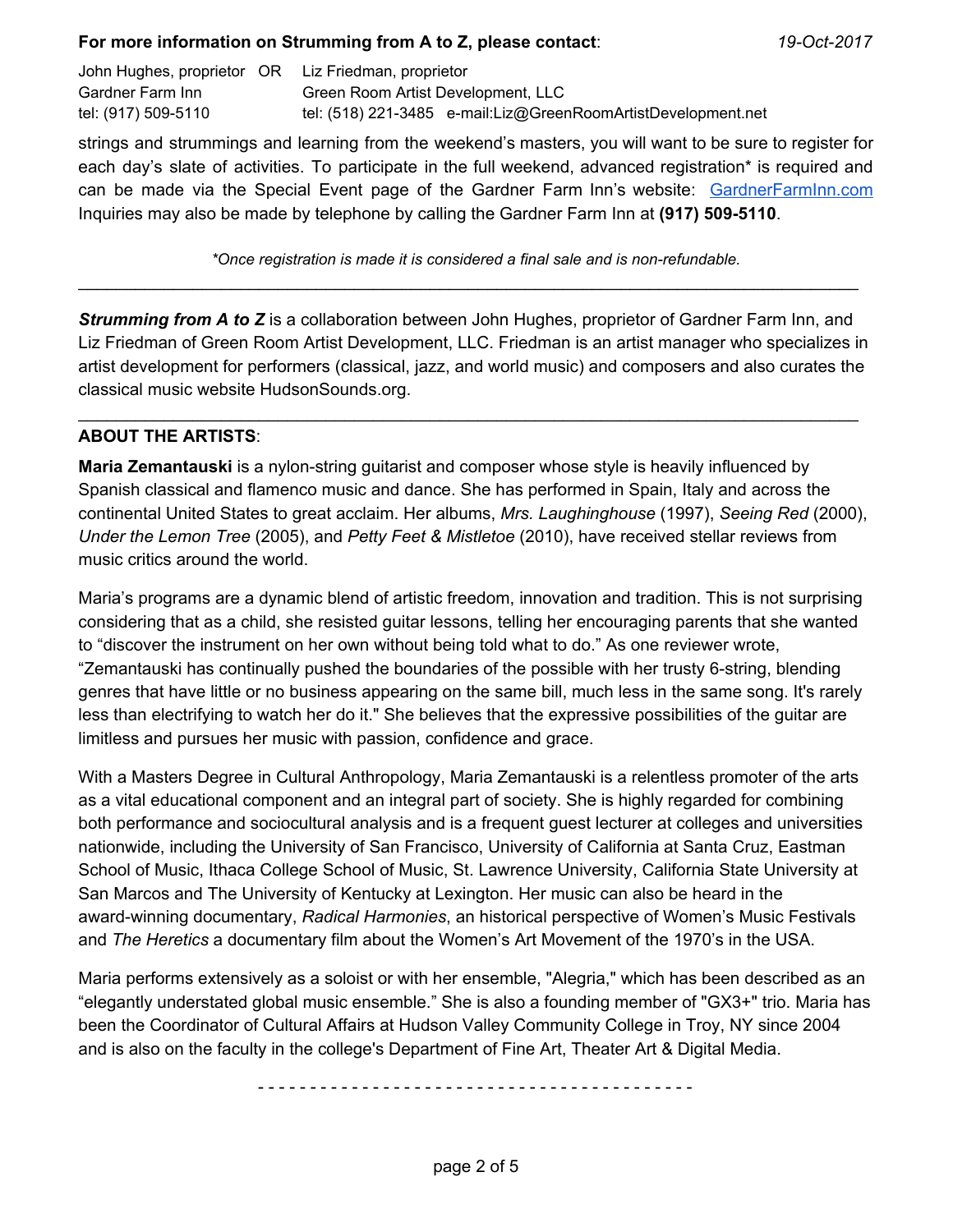**For more information on Strumming from A to Z, please contact**: *19-Oct-2017*

John Hughes, proprietor OR Liz Friedman, proprietor
Gardner Farm Inn Green Room Artist Development, LLC
tel: (917) 509-5110 tel: (518) 221-3485 e-mail:Liz@GreenRoomArtistDevelopment.net

strings and strummings and learning from the weekend's masters, you will want to be sure to register for each day's slate of activities. To participate in the full weekend, advanced registration* is required and can be made via the Special Event page of the Gardner Farm Inn's website: GardnerFarmInn.com Inquiries may also be made by telephone by calling the Gardner Farm Inn at **(917) 509-5110**.

*\*Once registration is made it is considered a final sale and is non-refundable.*

---

***Strumming from A to Z*** is a collaboration between John Hughes, proprietor of Gardner Farm Inn, and Liz Friedman of Green Room Artist Development, LLC. Friedman is an artist manager who specializes in artist development for performers (classical, jazz, and world music) and composers and also curates the classical music website HudsonSounds.org.

---

**ABOUT THE ARTISTS**:

**Maria Zemantauski** is a nylon-string guitarist and composer whose style is heavily influenced by Spanish classical and flamenco music and dance. She has performed in Spain, Italy and across the continental United States to great acclaim. Her albums, *Mrs. Laughinghouse* (1997), *Seeing Red* (2000), *Under the Lemon Tree* (2005), and *Petty Feet & Mistletoe* (2010), have received stellar reviews from music critics around the world.

Maria's programs are a dynamic blend of artistic freedom, innovation and tradition. This is not surprising considering that as a child, she resisted guitar lessons, telling her encouraging parents that she wanted to "discover the instrument on her own without being told what to do." As one reviewer wrote, "Zemantauski has continually pushed the boundaries of the possible with her trusty 6-string, blending genres that have little or no business appearing on the same bill, much less in the same song. It's rarely less than electrifying to watch her do it." She believes that the expressive possibilities of the guitar are limitless and pursues her music with passion, confidence and grace.

With a Masters Degree in Cultural Anthropology, Maria Zemantauski is a relentless promoter of the arts as a vital educational component and an integral part of society. She is highly regarded for combining both performance and sociocultural analysis and is a frequent guest lecturer at colleges and universities nationwide, including the University of San Francisco, University of California at Santa Cruz, Eastman School of Music, Ithaca College School of Music, St. Lawrence University, California State University at San Marcos and The University of Kentucky at Lexington. Her music can also be heard in the award-winning documentary, *Radical Harmonies*, an historical perspective of Women's Music Festivals and *The Heretics* a documentary film about the Women's Art Movement of the 1970's in the USA.

Maria performs extensively as a soloist or with her ensemble, "Alegria," which has been described as an "elegantly understated global music ensemble." She is also a founding member of "GX3+" trio. Maria has been the Coordinator of Cultural Affairs at Hudson Valley Community College in Troy, NY since 2004 and is also on the faculty in the college's Department of Fine Art, Theater Art & Digital Media.

- - - - - - - - - - - - - - - - - - - - - - - - - - - - - - - - - - - - - - - - - -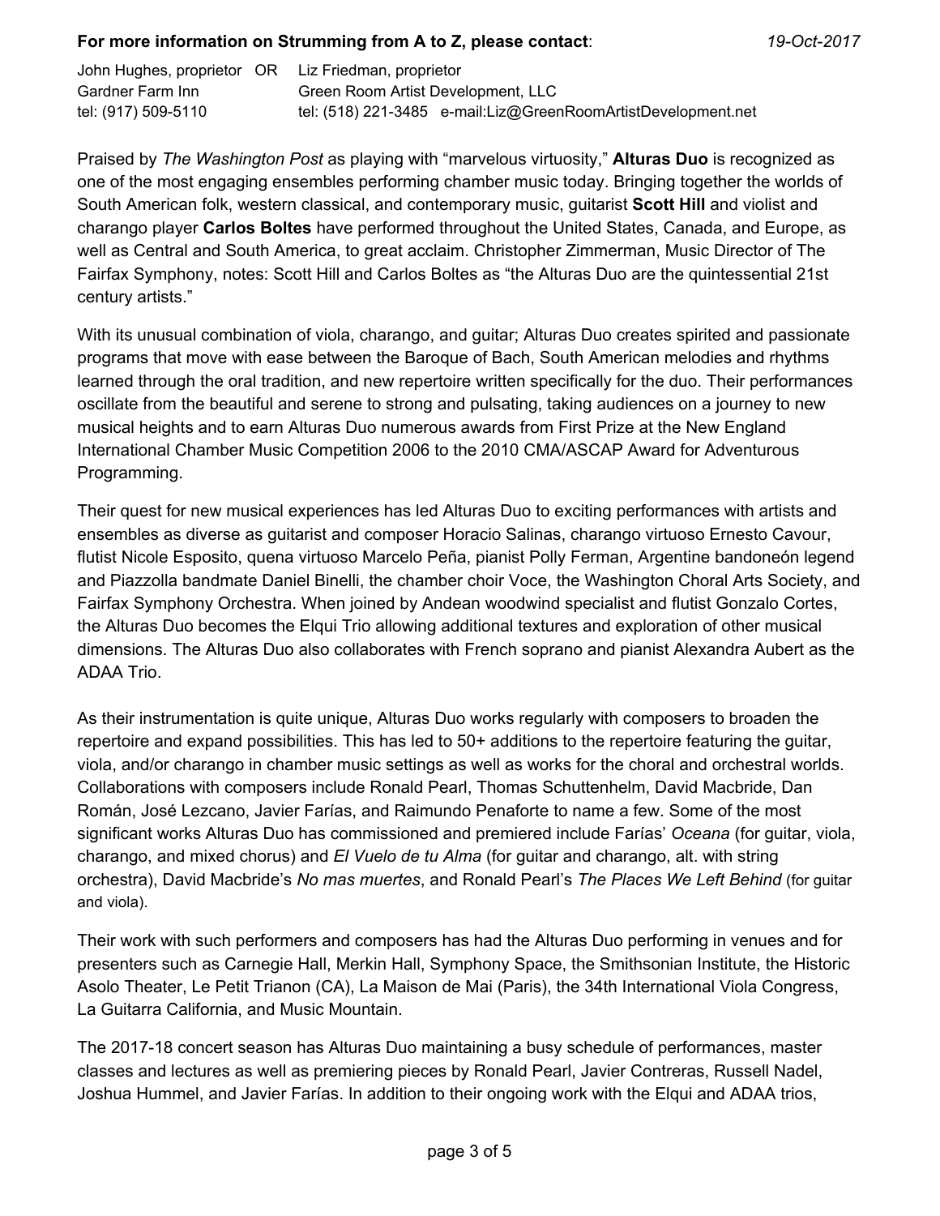**For more information on Strumming from A to Z, please contact**: *19-Oct-2017*

John Hughes, proprietor OR Liz Friedman, proprietor
Gardner Farm Inn Green Room Artist Development, LLC
tel: (917) 509-5110 tel: (518) 221-3485 e-mail:Liz@GreenRoomArtistDevelopment.net

Praised by *The Washington Post* as playing with "marvelous virtuosity," **Alturas Duo** is recognized as one of the most engaging ensembles performing chamber music today. Bringing together the worlds of South American folk, western classical, and contemporary music, guitarist **Scott Hill** and violist and charango player **Carlos Boltes** have performed throughout the United States, Canada, and Europe, as well as Central and South America, to great acclaim. Christopher Zimmerman, Music Director of The Fairfax Symphony, notes: Scott Hill and Carlos Boltes as "the Alturas Duo are the quintessential 21st century artists."

With its unusual combination of viola, charango, and guitar; Alturas Duo creates spirited and passionate programs that move with ease between the Baroque of Bach, South American melodies and rhythms learned through the oral tradition, and new repertoire written specifically for the duo. Their performances oscillate from the beautiful and serene to strong and pulsating, taking audiences on a journey to new musical heights and to earn Alturas Duo numerous awards from First Prize at the New England International Chamber Music Competition 2006 to the 2010 CMA/ASCAP Award for Adventurous Programming.

Their quest for new musical experiences has led Alturas Duo to exciting performances with artists and ensembles as diverse as guitarist and composer Horacio Salinas, charango virtuoso Ernesto Cavour, flutist Nicole Esposito, quena virtuoso Marcelo Peña, pianist Polly Ferman, Argentine bandoneón legend and Piazzolla bandmate Daniel Binelli, the chamber choir Voce, the Washington Choral Arts Society, and Fairfax Symphony Orchestra. When joined by Andean woodwind specialist and flutist Gonzalo Cortes, the Alturas Duo becomes the Elqui Trio allowing additional textures and exploration of other musical dimensions. The Alturas Duo also collaborates with French soprano and pianist Alexandra Aubert as the ADAA Trio.

As their instrumentation is quite unique, Alturas Duo works regularly with composers to broaden the repertoire and expand possibilities. This has led to 50+ additions to the repertoire featuring the guitar, viola, and/or charango in chamber music settings as well as works for the choral and orchestral worlds. Collaborations with composers include Ronald Pearl, Thomas Schuttenhelm, David Macbride, Dan Román, José Lezcano, Javier Farías, and Raimundo Penaforte to name a few. Some of the most significant works Alturas Duo has commissioned and premiered include Farías' *Oceana* (for guitar, viola, charango, and mixed chorus) and *El Vuelo de tu Alma* (for guitar and charango, alt. with string orchestra), David Macbride's *No mas muertes*, and Ronald Pearl's *The Places We Left Behind* (for guitar and viola).

Their work with such performers and composers has had the Alturas Duo performing in venues and for presenters such as Carnegie Hall, Merkin Hall, Symphony Space, the Smithsonian Institute, the Historic Asolo Theater, Le Petit Trianon (CA), La Maison de Mai (Paris), the 34th International Viola Congress, La Guitarra California, and Music Mountain.

The 2017-18 concert season has Alturas Duo maintaining a busy schedule of performances, master classes and lectures as well as premiering pieces by Ronald Pearl, Javier Contreras, Russell Nadel, Joshua Hummel, and Javier Farías. In addition to their ongoing work with the Elqui and ADAA trios,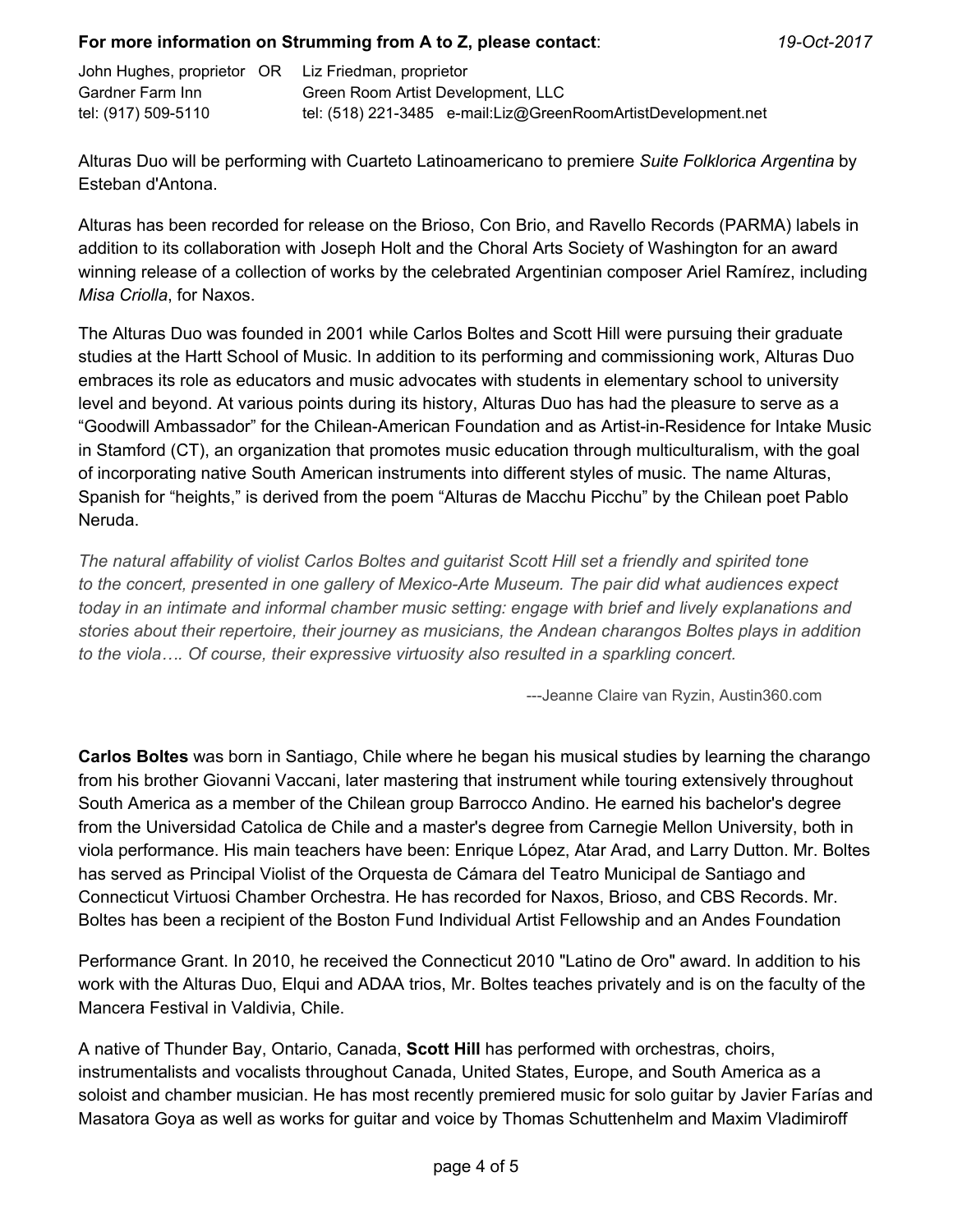**For more information on Strumming from A to Z, please contact**: *19-Oct-2017*

John Hughes, proprietor OR Liz Friedman, proprietor
Gardner Farm Inn — Green Room Artist Development, LLC
tel: (917) 509-5110 — tel: (518) 221-3485 e-mail:Liz@GreenRoomArtistDevelopment.net

Alturas Duo will be performing with Cuarteto Latinoamericano to premiere *Suite Folklorica Argentina* by Esteban d'Antona.

Alturas has been recorded for release on the Brioso, Con Brio, and Ravello Records (PARMA) labels in addition to its collaboration with Joseph Holt and the Choral Arts Society of Washington for an award winning release of a collection of works by the celebrated Argentinian composer Ariel Ramírez, including *Misa Criolla*, for Naxos.

The Alturas Duo was founded in 2001 while Carlos Boltes and Scott Hill were pursuing their graduate studies at the Hartt School of Music. In addition to its performing and commissioning work, Alturas Duo embraces its role as educators and music advocates with students in elementary school to university level and beyond. At various points during its history, Alturas Duo has had the pleasure to serve as a "Goodwill Ambassador" for the Chilean-American Foundation and as Artist-in-Residence for Intake Music in Stamford (CT), an organization that promotes music education through multiculturalism, with the goal of incorporating native South American instruments into different styles of music. The name Alturas, Spanish for "heights," is derived from the poem "Alturas de Macchu Picchu" by the Chilean poet Pablo Neruda.

*The natural affability of violist Carlos Boltes and guitarist Scott Hill set a friendly and spirited tone to the concert, presented in one gallery of Mexico-Arte Museum. The pair did what audiences expect today in an intimate and informal chamber music setting: engage with brief and lively explanations and stories about their repertoire, their journey as musicians, the Andean charangos Boltes plays in addition to the viola…. Of course, their expressive virtuosity also resulted in a sparkling concert.*

---Jeanne Claire van Ryzin, Austin360.com

**Carlos Boltes** was born in Santiago, Chile where he began his musical studies by learning the charango from his brother Giovanni Vaccani, later mastering that instrument while touring extensively throughout South America as a member of the Chilean group Barrocco Andino. He earned his bachelor's degree from the Universidad Catolica de Chile and a master's degree from Carnegie Mellon University, both in viola performance. His main teachers have been: Enrique López, Atar Arad, and Larry Dutton. Mr. Boltes has served as Principal Violist of the Orquesta de Cámara del Teatro Municipal de Santiago and Connecticut Virtuosi Chamber Orchestra. He has recorded for Naxos, Brioso, and CBS Records. Mr. Boltes has been a recipient of the Boston Fund Individual Artist Fellowship and an Andes Foundation Performance Grant. In 2010, he received the Connecticut 2010 "Latino de Oro" award. In addition to his work with the Alturas Duo, Elqui and ADAA trios, Mr. Boltes teaches privately and is on the faculty of the Mancera Festival in Valdivia, Chile.

A native of Thunder Bay, Ontario, Canada, **Scott Hill** has performed with orchestras, choirs, instrumentalists and vocalists throughout Canada, United States, Europe, and South America as a soloist and chamber musician. He has most recently premiered music for solo guitar by Javier Farías and Masatora Goya as well as works for guitar and voice by Thomas Schuttenhelm and Maxim Vladimiroff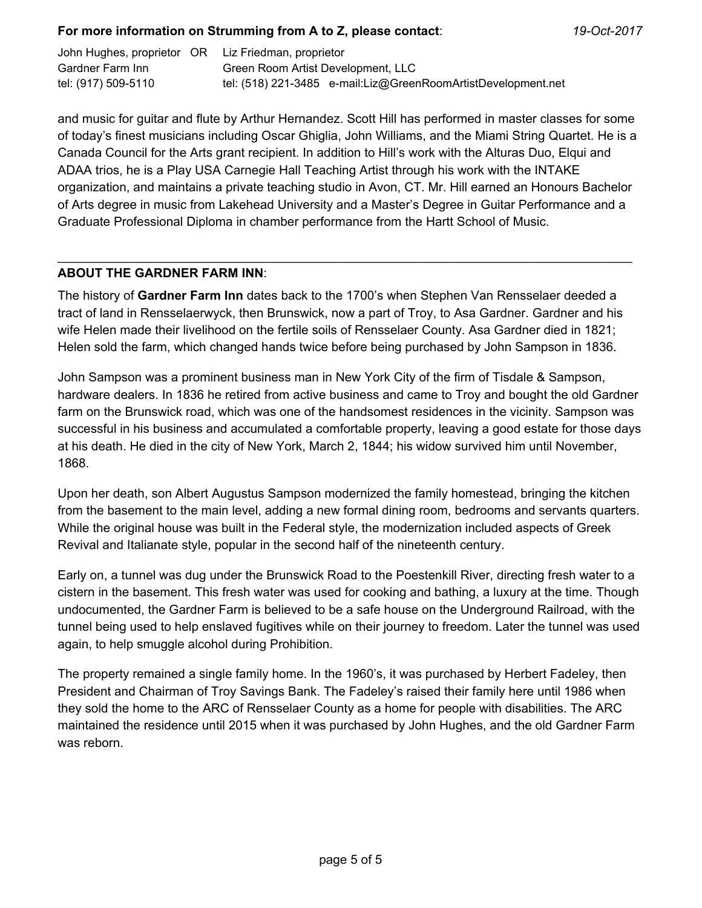and music for guitar and flute by Arthur Hernandez. Scott Hill has performed in master classes for some of today's finest musicians including Oscar Ghiglia, John Williams, and the Miami String Quartet. He is a Canada Council for the Arts grant recipient. In addition to Hill's work with the Alturas Duo, Elqui and ADAA trios, he is a Play USA Carnegie Hall Teaching Artist through his work with the INTAKE organization, and maintains a private teaching studio in Avon, CT. Mr. Hill earned an Honours Bachelor of Arts degree in music from Lakehead University and a Master's Degree in Guitar Performance and a Graduate Professional Diploma in chamber performance from the Hartt School of Music.

---

**ABOUT THE GARDNER FARM INN**:

The history of **Gardner Farm Inn** dates back to the 1700's when Stephen Van Rensselaer deeded a tract of land in Rensselaerwyck, then Brunswick, now a part of Troy, to Asa Gardner. Gardner and his wife Helen made their livelihood on the fertile soils of Rensselaer County. Asa Gardner died in 1821; Helen sold the farm, which changed hands twice before being purchased by John Sampson in 1836.

John Sampson was a prominent business man in New York City of the firm of Tisdale & Sampson, hardware dealers. In 1836 he retired from active business and came to Troy and bought the old Gardner farm on the Brunswick road, which was one of the handsomest residences in the vicinity. Sampson was successful in his business and accumulated a comfortable property, leaving a good estate for those days at his death. He died in the city of New York, March 2, 1844; his widow survived him until November, 1868.

Upon her death, son Albert Augustus Sampson modernized the family homestead, bringing the kitchen from the basement to the main level, adding a new formal dining room, bedrooms and servants quarters. While the original house was built in the Federal style, the modernization included aspects of Greek Revival and Italianate style, popular in the second half of the nineteenth century.

Early on, a tunnel was dug under the Brunswick Road to the Poestenkill River, directing fresh water to a cistern in the basement. This fresh water was used for cooking and bathing, a luxury at the time. Though undocumented, the Gardner Farm is believed to be a safe house on the Underground Railroad, with the tunnel being used to help enslaved fugitives while on their journey to freedom. Later the tunnel was used again, to help smuggle alcohol during Prohibition.

The property remained a single family home. In the 1960's, it was purchased by Herbert Fadeley, then President and Chairman of Troy Savings Bank. The Fadeley's raised their family here until 1986 when they sold the home to the ARC of Rensselaer County as a home for people with disabilities. The ARC maintained the residence until 2015 when it was purchased by John Hughes, and the old Gardner Farm was reborn.